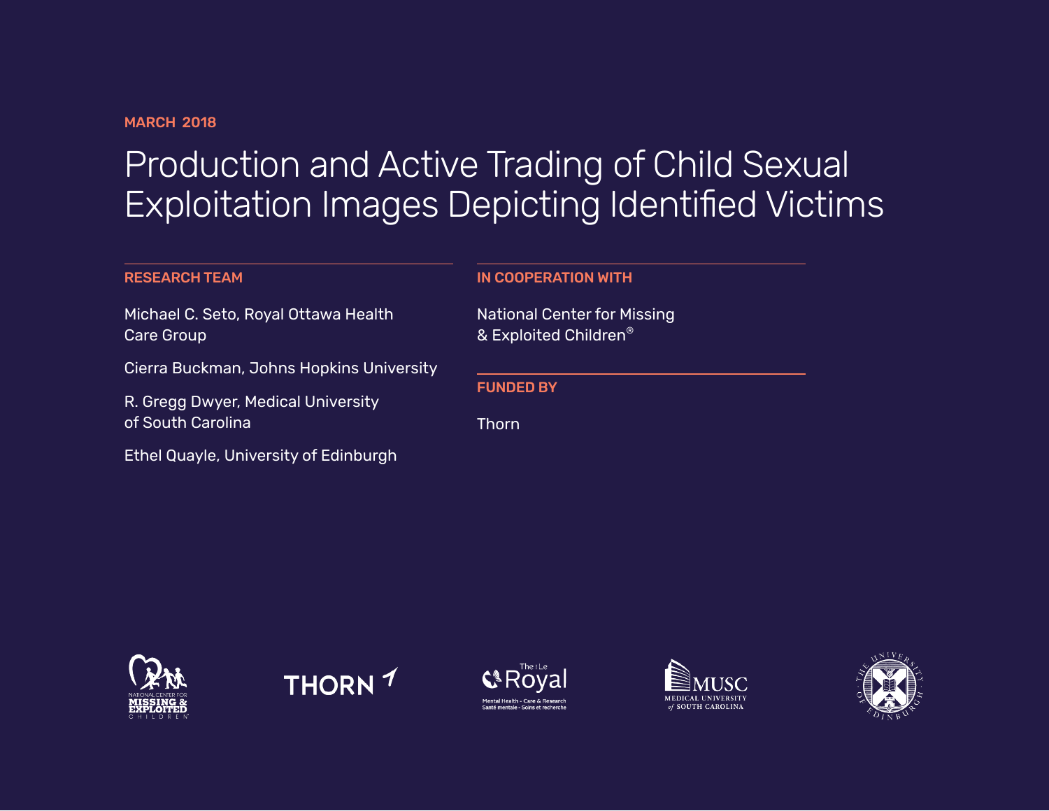MARCH 2018

# Production and Active Trading of Child Sexual Exploitation Images Depicting Identified Victims

## RESEARCH TEAM

Michael C. Seto, Royal Ottawa Health Care Group

Cierra Buckman, Johns Hopkins University

R. Gregg Dwyer, Medical University of South Carolina

Ethel Quayle, University of Edinburgh

## IN COOPERATION WITH

National Center for Missing & Exploited Children®

## FUNDED BY

Thorn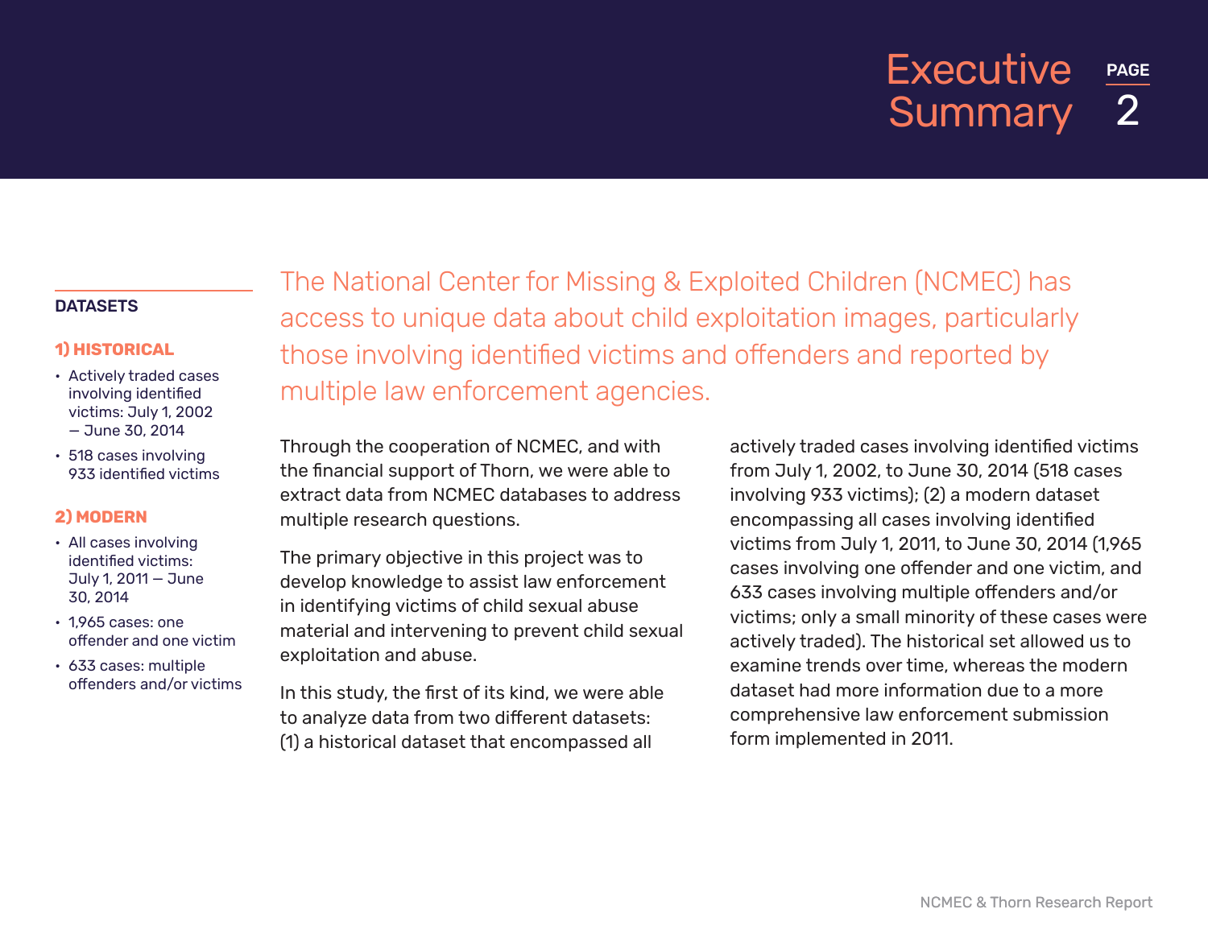# Executive Summary

### DATASETS

**1) HISTORICAL**

- Actively traded cases involving identified victims: July 1, 2002 — June 30, 2014
- 518 cases involving 933 identified victims

**2) MODERN**

- All cases involving identified victims: July 1, 2011 — June 30, 2014
- 1,965 cases: one offender and one victim
- 633 cases: multiple offenders and/or victims

## The National Center for Missing & Exploited Children (NCMEC) has access to unique data about child exploitation images, particularly those involving identified victims and offenders and reported by multiple law enforcement agencies.

Through the cooperation of NCMEC, and with the financial support of Thorn, we were able to extract data from NCMEC databases to address multiple research questions.

The primary objective in this project was to develop knowledge to assist law enforcement in identifying victims of child sexual abuse material and intervening to prevent child sexual exploitation and abuse.

In this study, the first of its kind, we were able to analyze data from two different datasets: (1) a historical dataset that encompassed all actively traded cases involving identified victims from July 1, 2002, to June 30, 2014 (518 cases involving 933 victims); (2) a modern dataset encompassing all cases involving identified victims from July 1, 2011, to June 30, 2014 (1,965 cases involving one offender and one victim, and 633 cases involving multiple offenders and/or victims; only a small minority of these cases were actively traded). The historical set allowed us to examine trends over time, whereas the modern dataset had more information due to a more comprehensive law enforcement submission form implemented in 2011.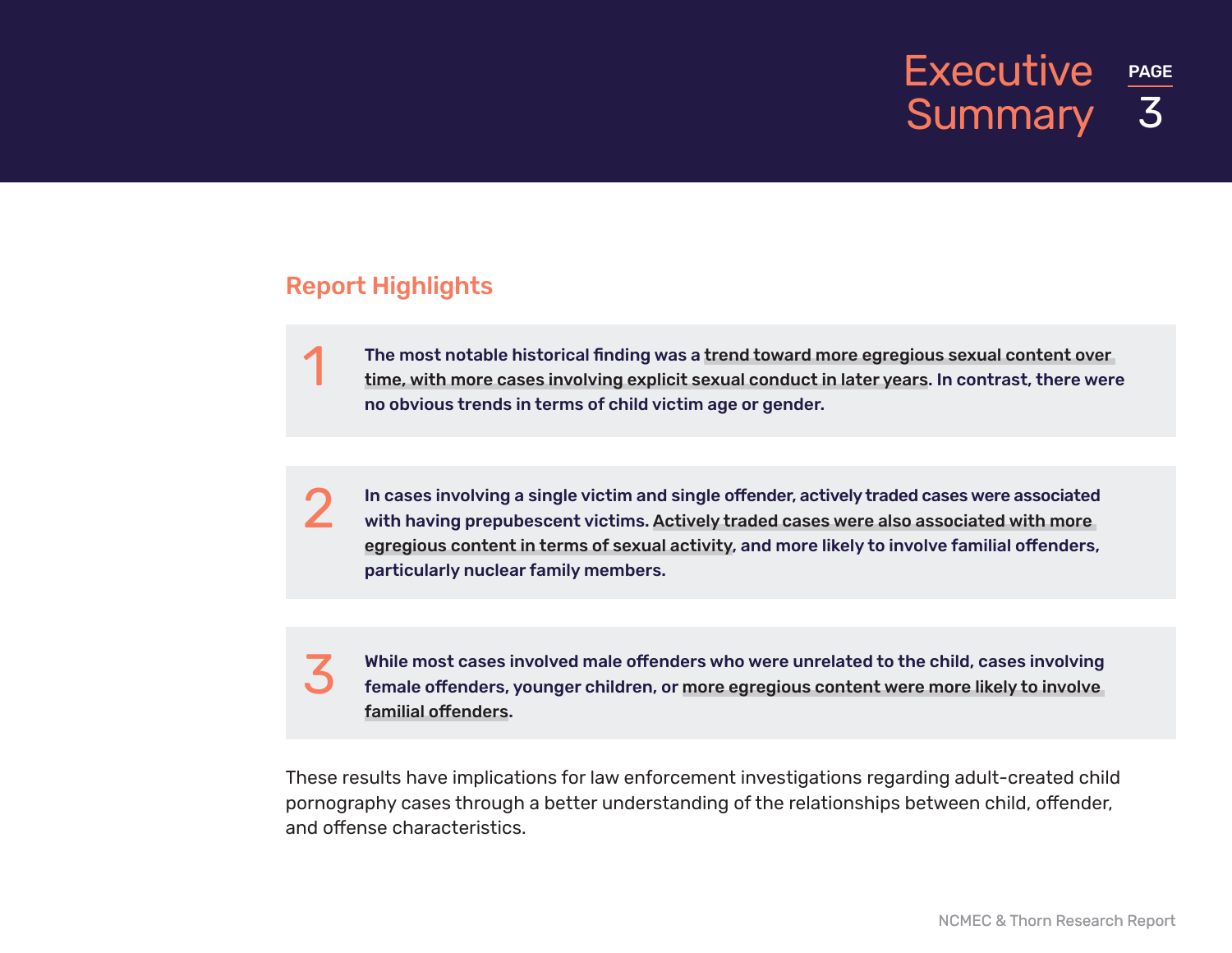# Executive Summary

## Report Highlights

1. **The most notable historical finding was a trend toward more egregious sexual content over time, with more cases involving explicit sexual conduct in later years. In contrast, there were no obvious trends in terms of child victim age or gender.**

2. **In cases involving a single victim and single offender, actively traded cases were associated with having prepubescent victims. Actively traded cases were also associated with more egregious content in terms of sexual activity, and more likely to involve familial offenders, particularly nuclear family members.**

3. **While most cases involved male offenders who were unrelated to the child, cases involving female offenders, younger children, or more egregious content were more likely to involve familial offenders.**

These results have implications for law enforcement investigations regarding adult-created child pornography cases through a better understanding of the relationships between child, offender, and offense characteristics.